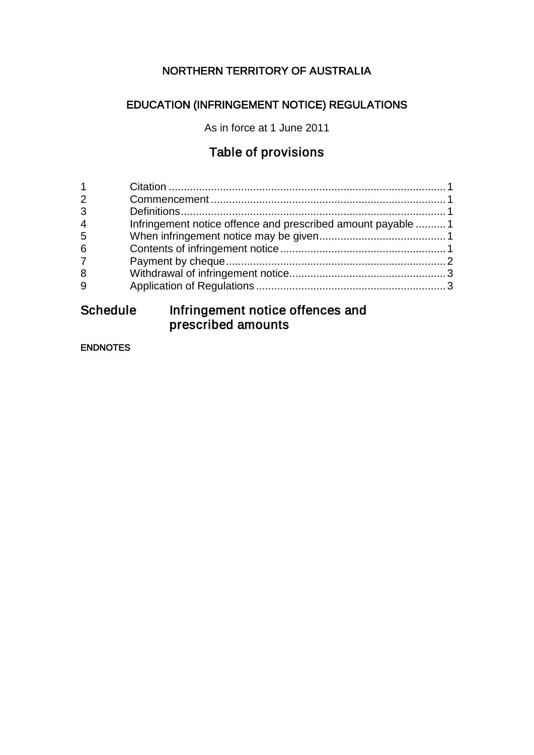NORTHERN TERRITORY OF AUSTRALIA

# EDUCATION (INFRINGEMENT NOTICE) REGULATIONS

As in force at 1 June 2011

## Table of provisions

| | | |
|---|---|---|
| 1 | Citation | 1 |
| 2 | Commencement | 1 |
| 3 | Definitions | 1 |
| 4 | Infringement notice offence and prescribed amount payable | 1 |
| 5 | When infringement notice may be given | 1 |
| 6 | Contents of infringement notice | 1 |
| 7 | Payment by cheque | 2 |
| 8 | Withdrawal of infringement notice | 3 |
| 9 | Application of Regulations | 3 |

## Schedule Infringement notice offences and prescribed amounts

ENDNOTES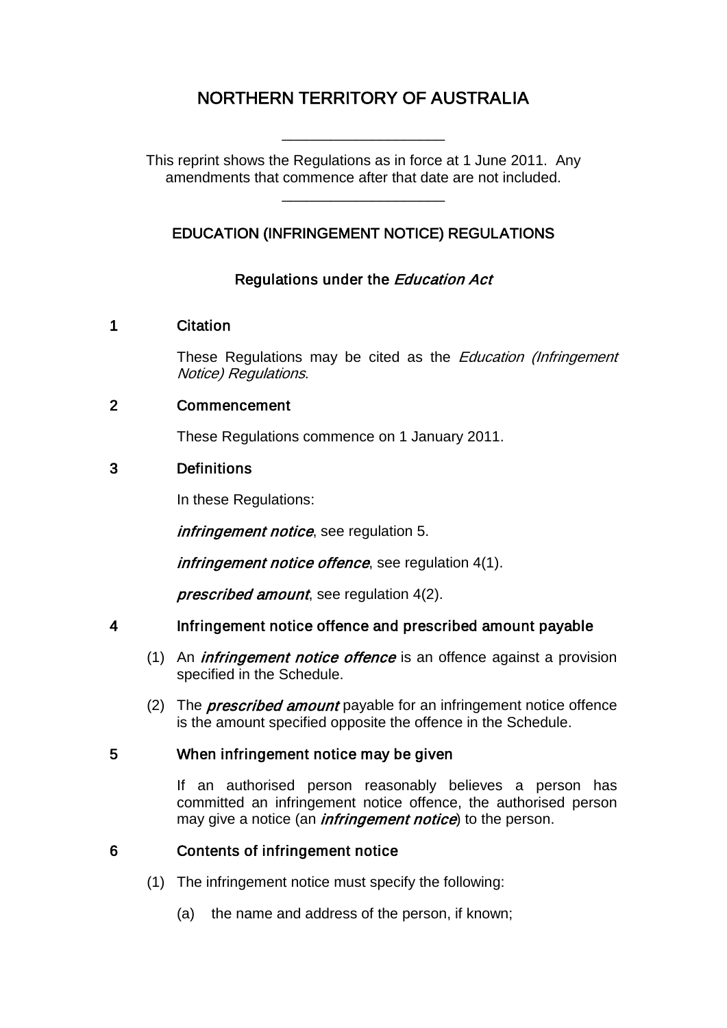# NORTHERN TERRITORY OF AUSTRALIA

---

This reprint shows the Regulations as in force at 1 June 2011. Any amendments that commence after that date are not included.

---

## EDUCATION (INFRINGEMENT NOTICE) REGULATIONS

### Regulations under the *Education Act*

### 1 Citation

These Regulations may be cited as the *Education (Infringement Notice) Regulations*.

### 2 Commencement

These Regulations commence on 1 January 2011.

### 3 Definitions

In these Regulations:

***infringement notice***, see regulation 5.

***infringement notice offence***, see regulation 4(1).

***prescribed amount***, see regulation 4(2).

### 4 Infringement notice offence and prescribed amount payable

(1) An ***infringement notice offence*** is an offence against a provision specified in the Schedule.

(2) The ***prescribed amount*** payable for an infringement notice offence is the amount specified opposite the offence in the Schedule.

### 5 When infringement notice may be given

If an authorised person reasonably believes a person has committed an infringement notice offence, the authorised person may give a notice (an ***infringement notice***) to the person.

### 6 Contents of infringement notice

(1) The infringement notice must specify the following:

(a) the name and address of the person, if known;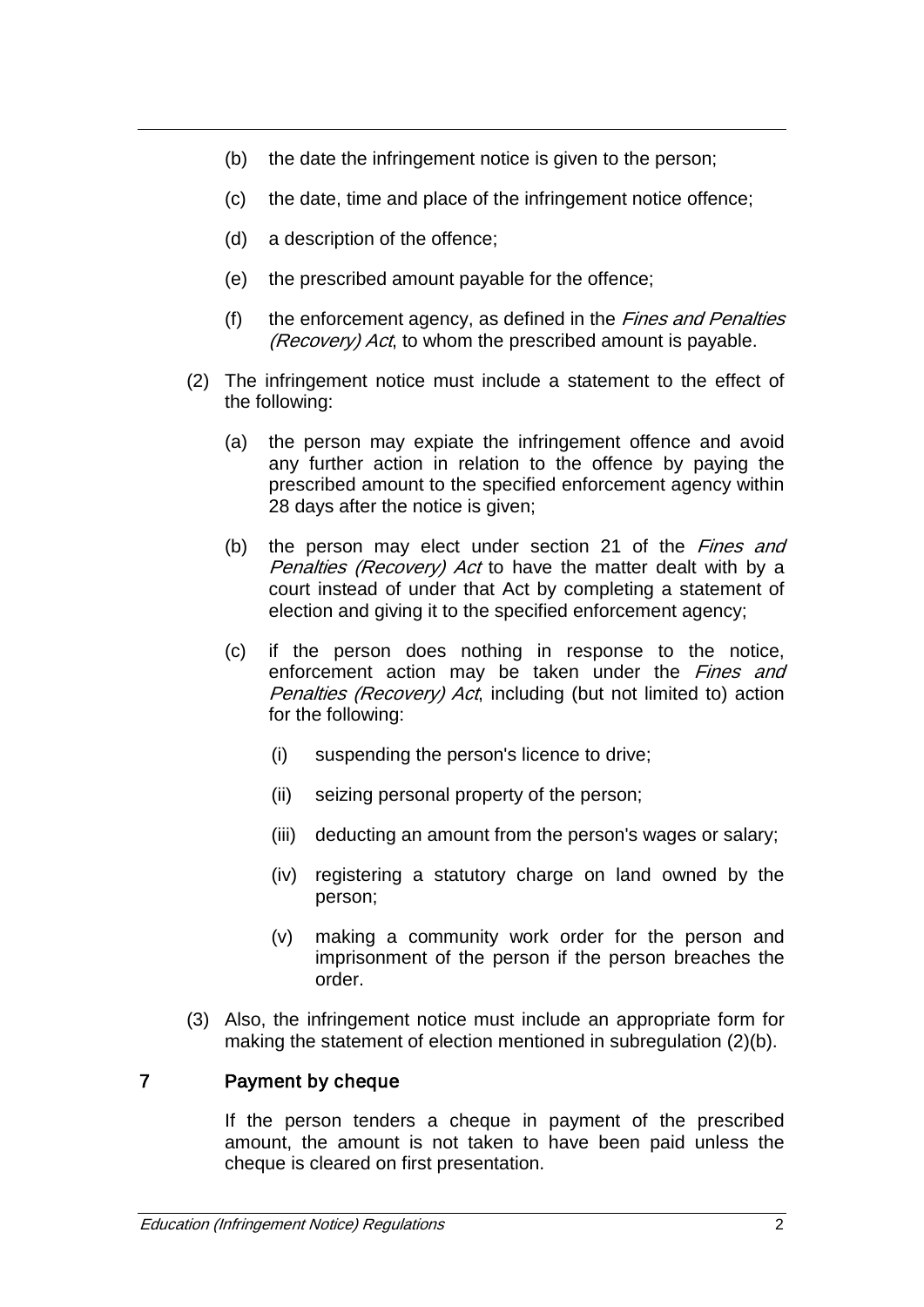(b) the date the infringement notice is given to the person;

(c) the date, time and place of the infringement notice offence;

(d) a description of the offence;

(e) the prescribed amount payable for the offence;

(f) the enforcement agency, as defined in the *Fines and Penalties (Recovery) Act*, to whom the prescribed amount is payable.

(2) The infringement notice must include a statement to the effect of the following:

(a) the person may expiate the infringement offence and avoid any further action in relation to the offence by paying the prescribed amount to the specified enforcement agency within 28 days after the notice is given;

(b) the person may elect under section 21 of the *Fines and Penalties (Recovery) Act* to have the matter dealt with by a court instead of under that Act by completing a statement of election and giving it to the specified enforcement agency;

(c) if the person does nothing in response to the notice, enforcement action may be taken under the *Fines and Penalties (Recovery) Act*, including (but not limited to) action for the following:

(i) suspending the person's licence to drive;

(ii) seizing personal property of the person;

(iii) deducting an amount from the person's wages or salary;

(iv) registering a statutory charge on land owned by the person;

(v) making a community work order for the person and imprisonment of the person if the person breaches the order.

(3) Also, the infringement notice must include an appropriate form for making the statement of election mentioned in subregulation (2)(b).

## 7 Payment by cheque

If the person tenders a cheque in payment of the prescribed amount, the amount is not taken to have been paid unless the cheque is cleared on first presentation.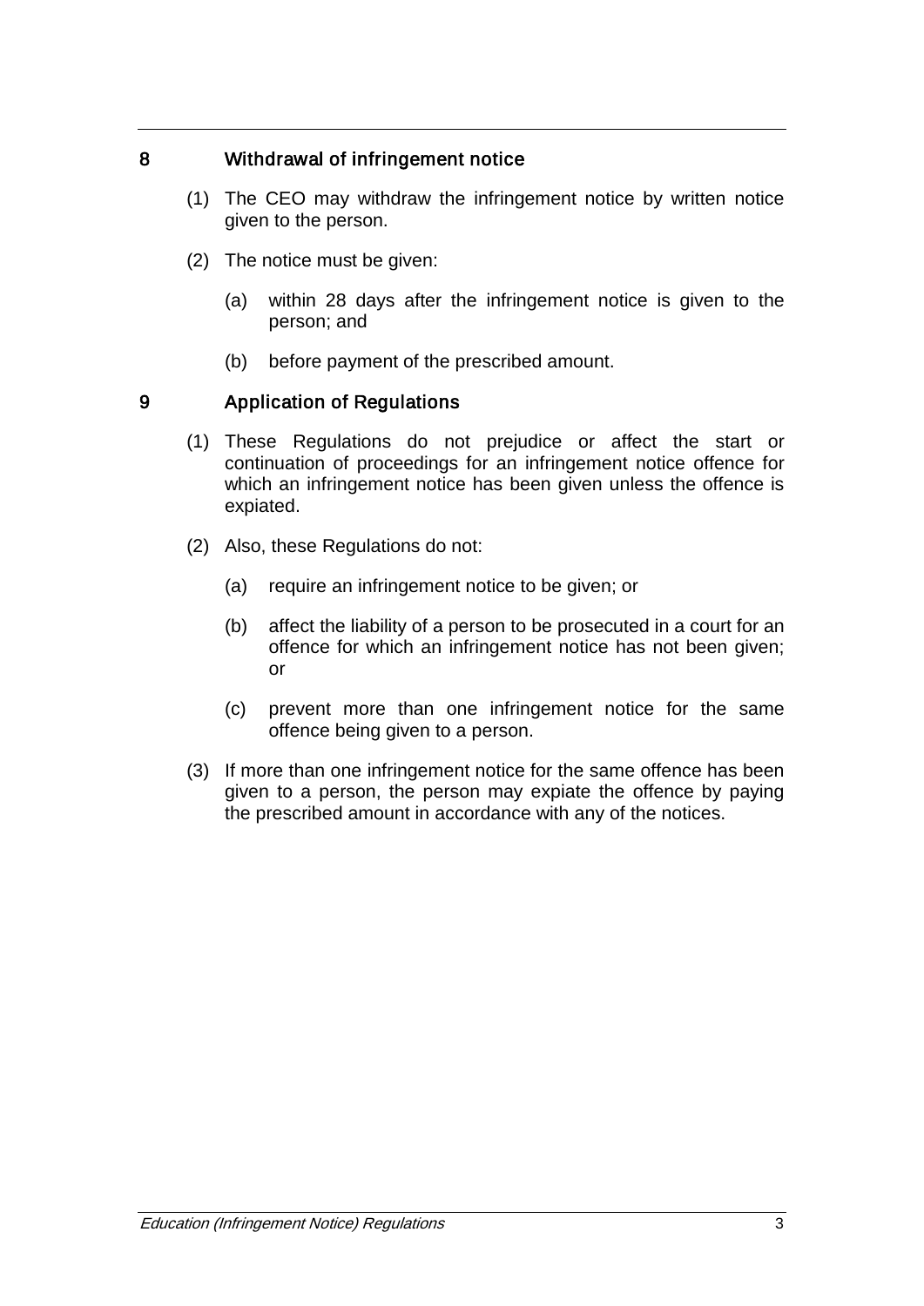## 8 Withdrawal of infringement notice

(1) The CEO may withdraw the infringement notice by written notice given to the person.

(2) The notice must be given:

(a) within 28 days after the infringement notice is given to the person; and

(b) before payment of the prescribed amount.

## 9 Application of Regulations

(1) These Regulations do not prejudice or affect the start or continuation of proceedings for an infringement notice offence for which an infringement notice has been given unless the offence is expiated.

(2) Also, these Regulations do not:

(a) require an infringement notice to be given; or

(b) affect the liability of a person to be prosecuted in a court for an offence for which an infringement notice has not been given; or

(c) prevent more than one infringement notice for the same offence being given to a person.

(3) If more than one infringement notice for the same offence has been given to a person, the person may expiate the offence by paying the prescribed amount in accordance with any of the notices.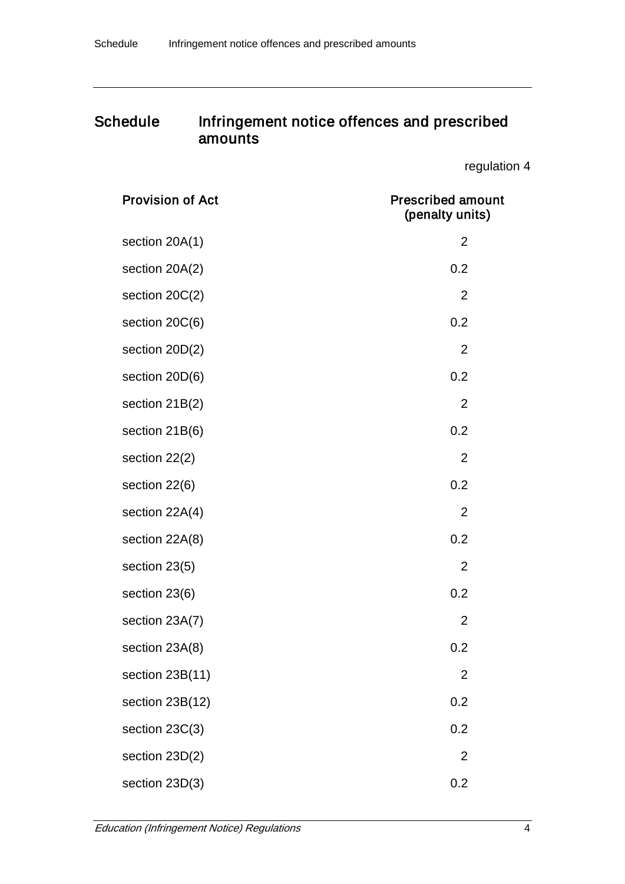## Schedule Infringement notice offences and prescribed amounts

regulation 4

| Provision of Act | Prescribed amount (penalty units) |
|---|---|
| section 20A(1) | 2 |
| section 20A(2) | 0.2 |
| section 20C(2) | 2 |
| section 20C(6) | 0.2 |
| section 20D(2) | 2 |
| section 20D(6) | 0.2 |
| section 21B(2) | 2 |
| section 21B(6) | 0.2 |
| section 22(2) | 2 |
| section 22(6) | 0.2 |
| section 22A(4) | 2 |
| section 22A(8) | 0.2 |
| section 23(5) | 2 |
| section 23(6) | 0.2 |
| section 23A(7) | 2 |
| section 23A(8) | 0.2 |
| section 23B(11) | 2 |
| section 23B(12) | 0.2 |
| section 23C(3) | 0.2 |
| section 23D(2) | 2 |
| section 23D(3) | 0.2 |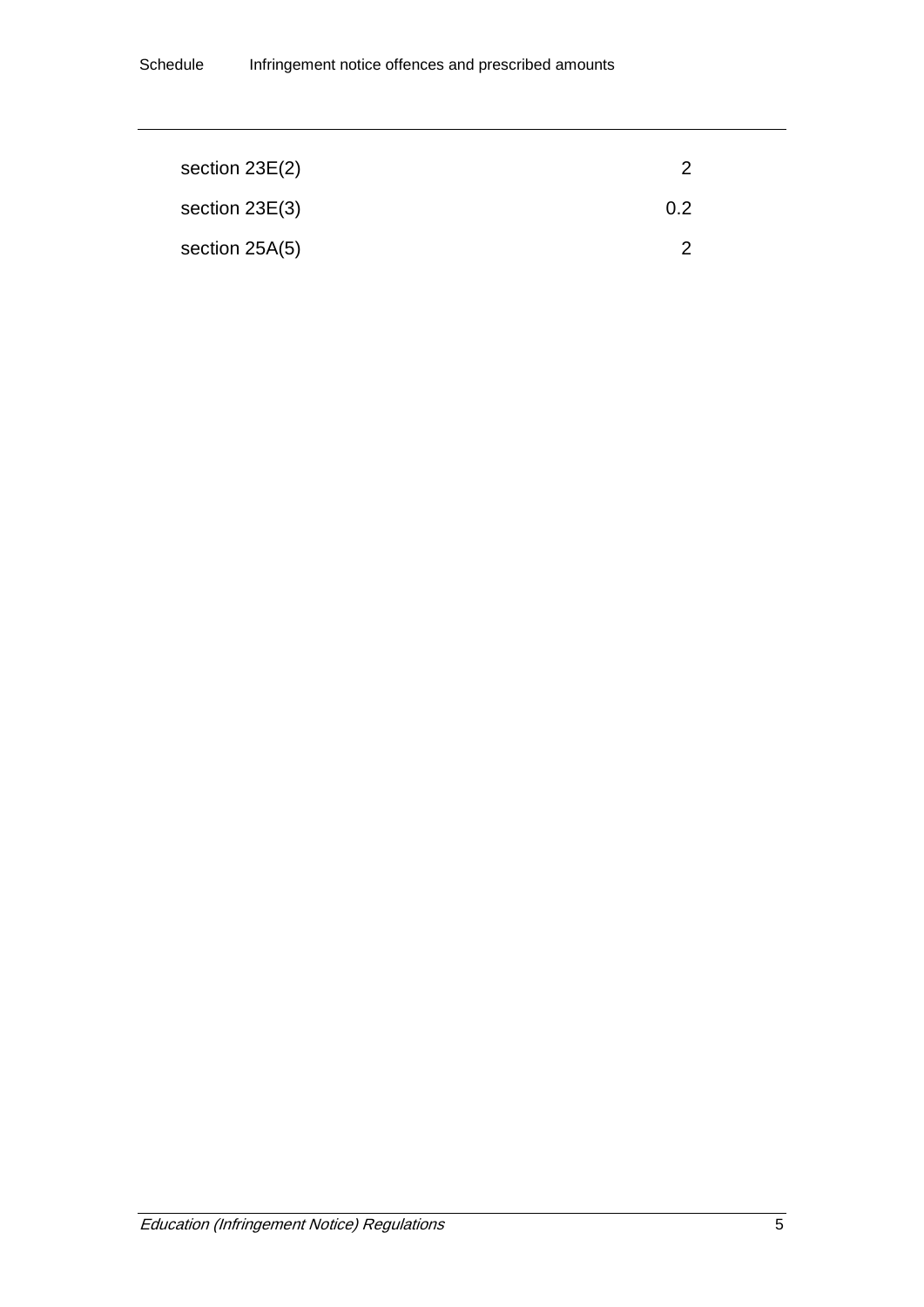| | |
|---|---|
| section 23E(2) | 2 |
| section 23E(3) | 0.2 |
| section 25A(5) | 2 |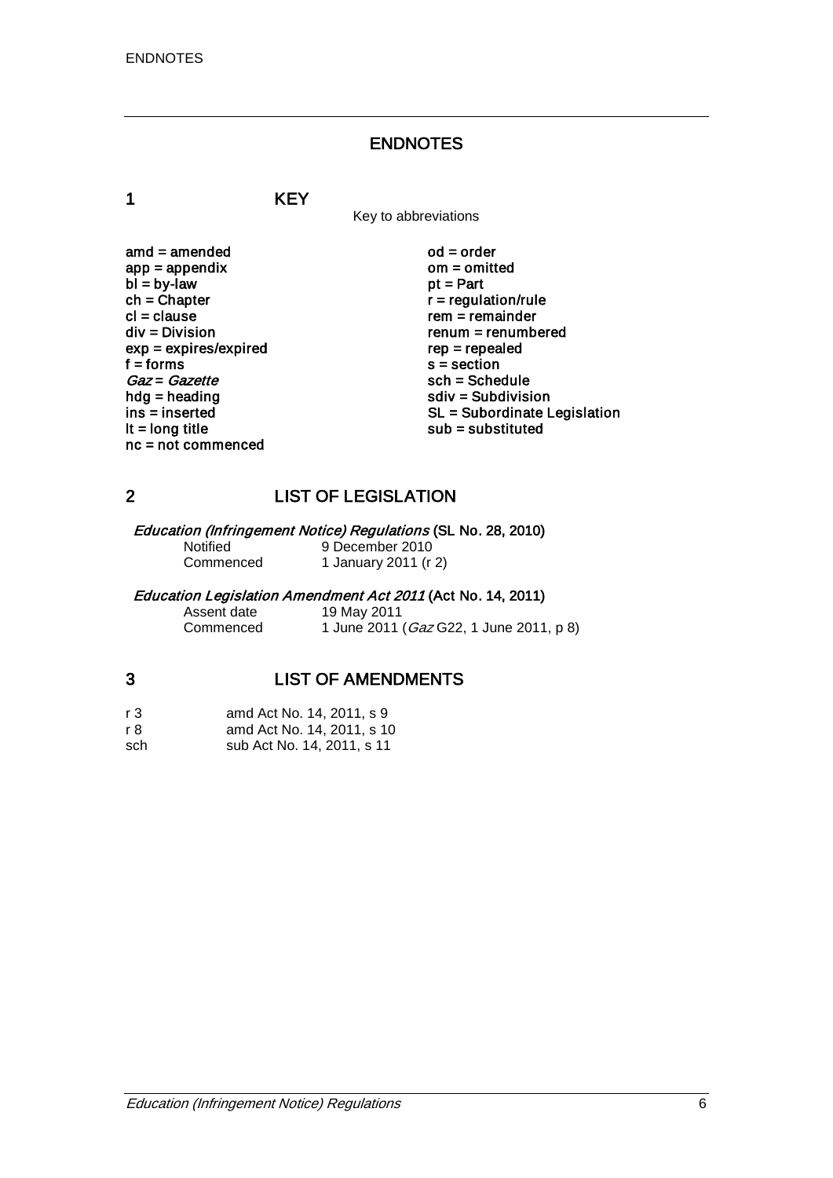# ENDNOTES

## 1 KEY

Key to abbreviations

| | |
|---|---|
| amd = amended | od = order |
| app = appendix | om = omitted |
| bl = by-law | pt = Part |
| ch = Chapter | r = regulation/rule |
| cl = clause | rem = remainder |
| div = Division | renum = renumbered |
| exp = expires/expired | rep = repealed |
| f = forms | s = section |
| *Gaz* = *Gazette* | sch = Schedule |
| hdg = heading | sdiv = Subdivision |
| ins = inserted | SL = Subordinate Legislation |
| lt = long title | sub = substituted |
| nc = not commenced | |

## 2 LIST OF LEGISLATION

***Education (Infringement Notice) Regulations*** **(SL No. 28, 2010)**

| | |
|---|---|
| Notified | 9 December 2010 |
| Commenced | 1 January 2011 (r 2) |

***Education Legislation Amendment Act 2011*** **(Act No. 14, 2011)**

| | |
|---|---|
| Assent date | 19 May 2011 |
| Commenced | 1 June 2011 (*Gaz* G22, 1 June 2011, p 8) |

## 3 LIST OF AMENDMENTS

| | |
|---|---|
| r 3 | amd Act No. 14, 2011, s 9 |
| r 8 | amd Act No. 14, 2011, s 10 |
| sch | sub Act No. 14, 2011, s 11 |